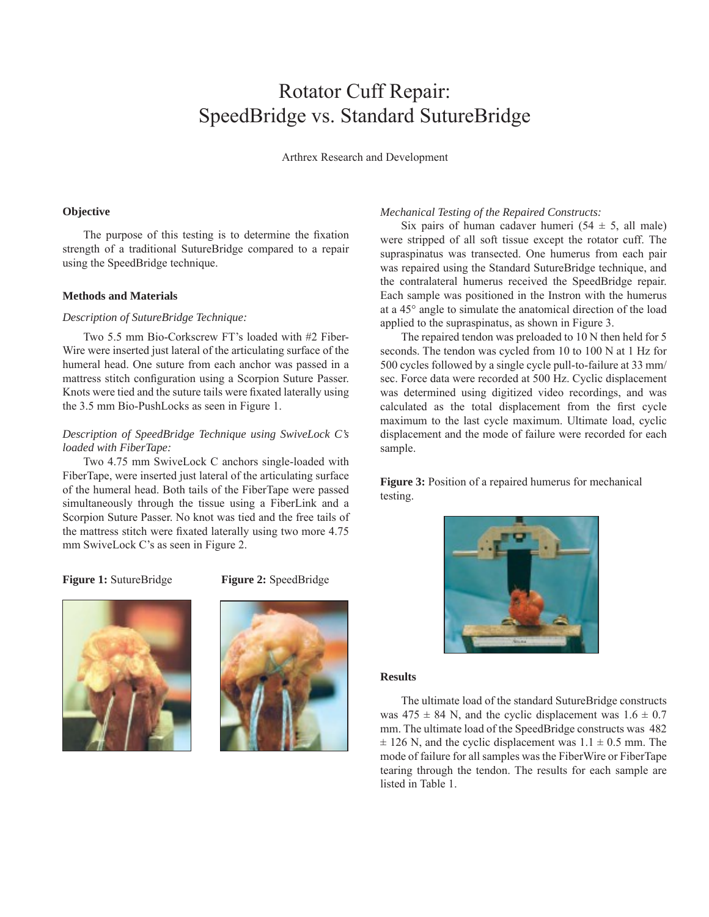# Rotator Cuff Repair:
# SpeedBridge vs. Standard SutureBridge

Arthrex Research and Development

## Objective

The purpose of this testing is to determine the fixation strength of a traditional SutureBridge compared to a repair using the SpeedBridge technique.

## Methods and Materials

*Description of SutureBridge Technique:*

Two 5.5 mm Bio-Corkscrew FT's loaded with #2 FiberWire were inserted just lateral of the articulating surface of the humeral head. One suture from each anchor was passed in a mattress stitch configuration using a Scorpion Suture Passer. Knots were tied and the suture tails were fixated laterally using the 3.5 mm Bio-PushLocks as seen in Figure 1.

*Description of SpeedBridge Technique using SwiveLock C's loaded with FiberTape:*

Two 4.75 mm SwiveLock C anchors single-loaded with FiberTape, were inserted just lateral of the articulating surface of the humeral head. Both tails of the FiberTape were passed simultaneously through the tissue using a FiberLink and a Scorpion Suture Passer. No knot was tied and the free tails of the mattress stitch were fixated laterally using two more 4.75 mm SwiveLock C's as seen in Figure 2.

**Figure 1:** SutureBridge

**Figure 2:** SpeedBridge

*Mechanical Testing of the Repaired Constructs:*

Six pairs of human cadaver humeri (54 ± 5, all male) were stripped of all soft tissue except the rotator cuff. The supraspinatus was transected. One humerus from each pair was repaired using the Standard SutureBridge technique, and the contralateral humerus received the SpeedBridge repair. Each sample was positioned in the Instron with the humerus at a 45° angle to simulate the anatomical direction of the load applied to the supraspinatus, as shown in Figure 3.

The repaired tendon was preloaded to 10 N then held for 5 seconds. The tendon was cycled from 10 to 100 N at 1 Hz for 500 cycles followed by a single cycle pull-to-failure at 33 mm/sec. Force data were recorded at 500 Hz. Cyclic displacement was determined using digitized video recordings, and was calculated as the total displacement from the first cycle maximum to the last cycle maximum. Ultimate load, cyclic displacement and the mode of failure were recorded for each sample.

**Figure 3:** Position of a repaired humerus for mechanical testing.

## Results

The ultimate load of the standard SutureBridge constructs was 475 ± 84 N, and the cyclic displacement was 1.6 ± 0.7 mm. The ultimate load of the SpeedBridge constructs was 482 ± 126 N, and the cyclic displacement was 1.1 ± 0.5 mm. The mode of failure for all samples was the FiberWire or FiberTape tearing through the tendon. The results for each sample are listed in Table 1.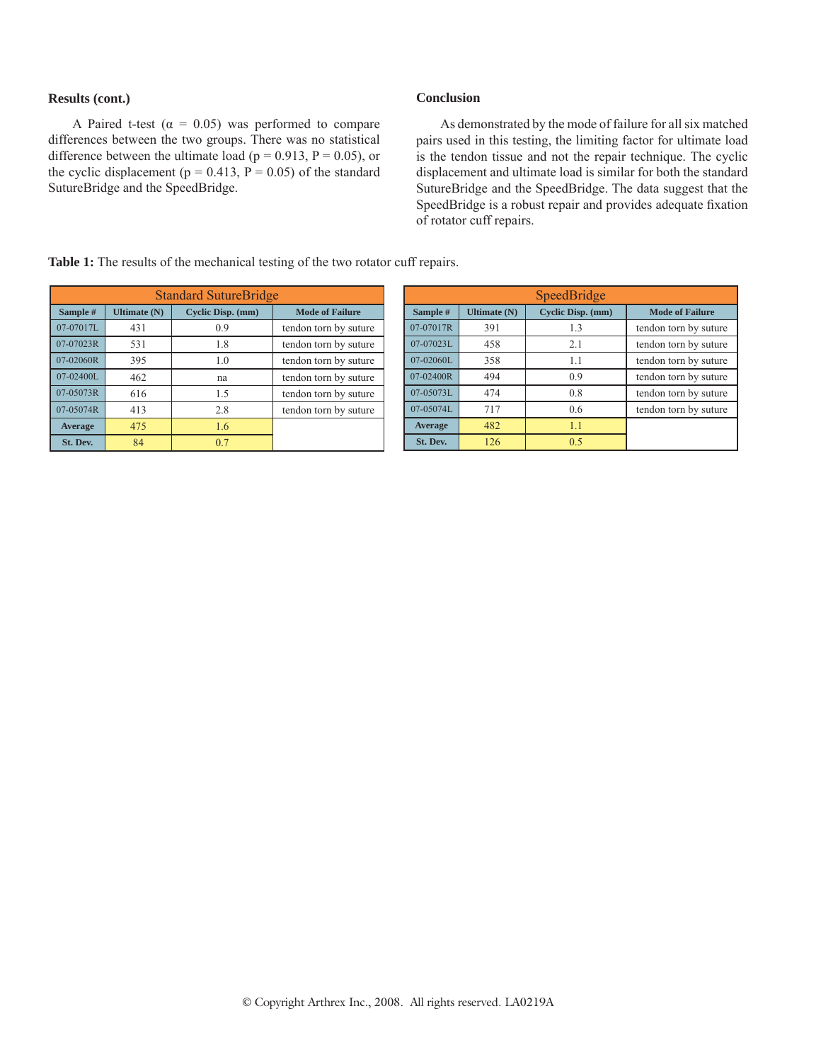## Results (cont.)

A Paired t-test ($\alpha$ = 0.05) was performed to compare differences between the two groups. There was no statistical difference between the ultimate load (p = 0.913, P = 0.05), or the cyclic displacement (p = 0.413, P = 0.05) of the standard SutureBridge and the SpeedBridge.

## Conclusion

As demonstrated by the mode of failure for all six matched pairs used in this testing, the limiting factor for ultimate load is the tendon tissue and not the repair technique. The cyclic displacement and ultimate load is similar for both the standard SutureBridge and the SpeedBridge. The data suggest that the SpeedBridge is a robust repair and provides adequate fixation of rotator cuff repairs.

**Table 1:** The results of the mechanical testing of the two rotator cuff repairs.

| Standard SutureBridge | | | |
|---|---|---|---|
| **Sample #** | **Ultimate (N)** | **Cyclic Disp. (mm)** | **Mode of Failure** |
| 07-07017L | 431 | 0.9 | tendon torn by suture |
| 07-07023R | 531 | 1.8 | tendon torn by suture |
| 07-02060R | 395 | 1.0 | tendon torn by suture |
| 07-02400L | 462 | na | tendon torn by suture |
| 07-05073R | 616 | 1.5 | tendon torn by suture |
| 07-05074R | 413 | 2.8 | tendon torn by suture |
| **Average** | 475 | 1.6 | |
| **St. Dev.** | 84 | 0.7 | |

| SpeedBridge | | | |
|---|---|---|---|
| **Sample #** | **Ultimate (N)** | **Cyclic Disp. (mm)** | **Mode of Failure** |
| 07-07017R | 391 | 1.3 | tendon torn by suture |
| 07-07023L | 458 | 2.1 | tendon torn by suture |
| 07-02060L | 358 | 1.1 | tendon torn by suture |
| 07-02400R | 494 | 0.9 | tendon torn by suture |
| 07-05073L | 474 | 0.8 | tendon torn by suture |
| 07-05074L | 717 | 0.6 | tendon torn by suture |
| **Average** | 482 | 1.1 | |
| **St. Dev.** | 126 | 0.5 | |

© Copyright Arthrex Inc., 2008. All rights reserved. LA0219A